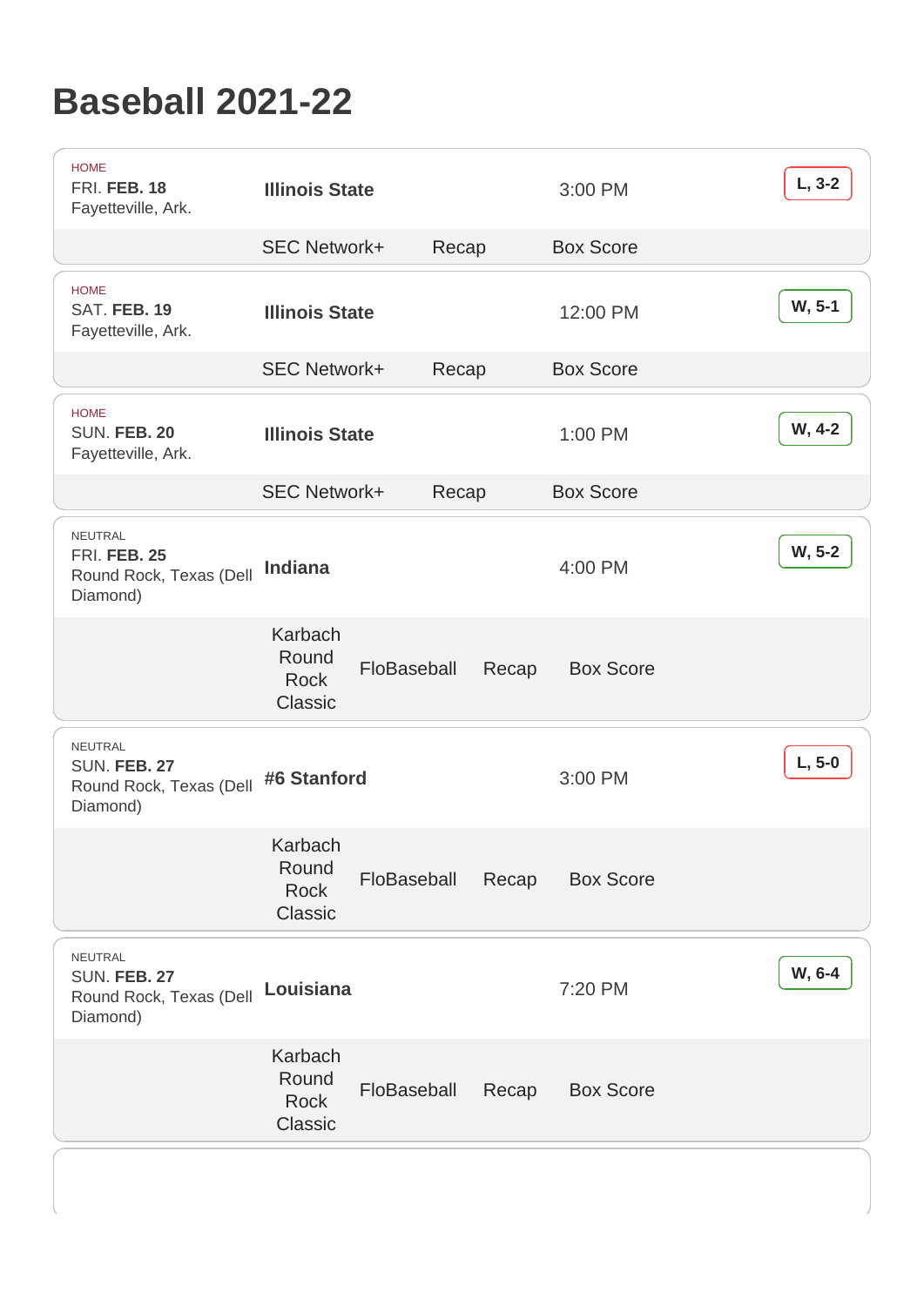# Baseball 2021-22

| Location / Date | Opponent | Time | Result |
|---|---|---|---|
| HOME<br>FRI. **FEB. 18**<br>Fayetteville, Ark. | **Illinois State** | 3:00 PM | **L, 3-2** |
| | SEC Network+ | Recap | Box Score |
| HOME<br>SAT. **FEB. 19**<br>Fayetteville, Ark. | **Illinois State** | 12:00 PM | **W, 5-1** |
| | SEC Network+ | Recap | Box Score |
| HOME<br>SUN. **FEB. 20**<br>Fayetteville, Ark. | **Illinois State** | 1:00 PM | **W, 4-2** |
| | SEC Network+ | Recap | Box Score |
| NEUTRAL<br>FRI. **FEB. 25**<br>Round Rock, Texas (Dell Diamond) | **Indiana** | 4:00 PM | **W, 5-2** |
| | Karbach Round Rock Classic | FloBaseball | Recap / Box Score |
| NEUTRAL<br>SUN. **FEB. 27**<br>Round Rock, Texas (Dell Diamond) | **#6 Stanford** | 3:00 PM | **L, 5-0** |
| | Karbach Round Rock Classic | FloBaseball | Recap / Box Score |
| NEUTRAL<br>SUN. **FEB. 27**<br>Round Rock, Texas (Dell Diamond) | **Louisiana** | 7:20 PM | **W, 6-4** |
| | Karbach Round Rock Classic | FloBaseball | Recap / Box Score |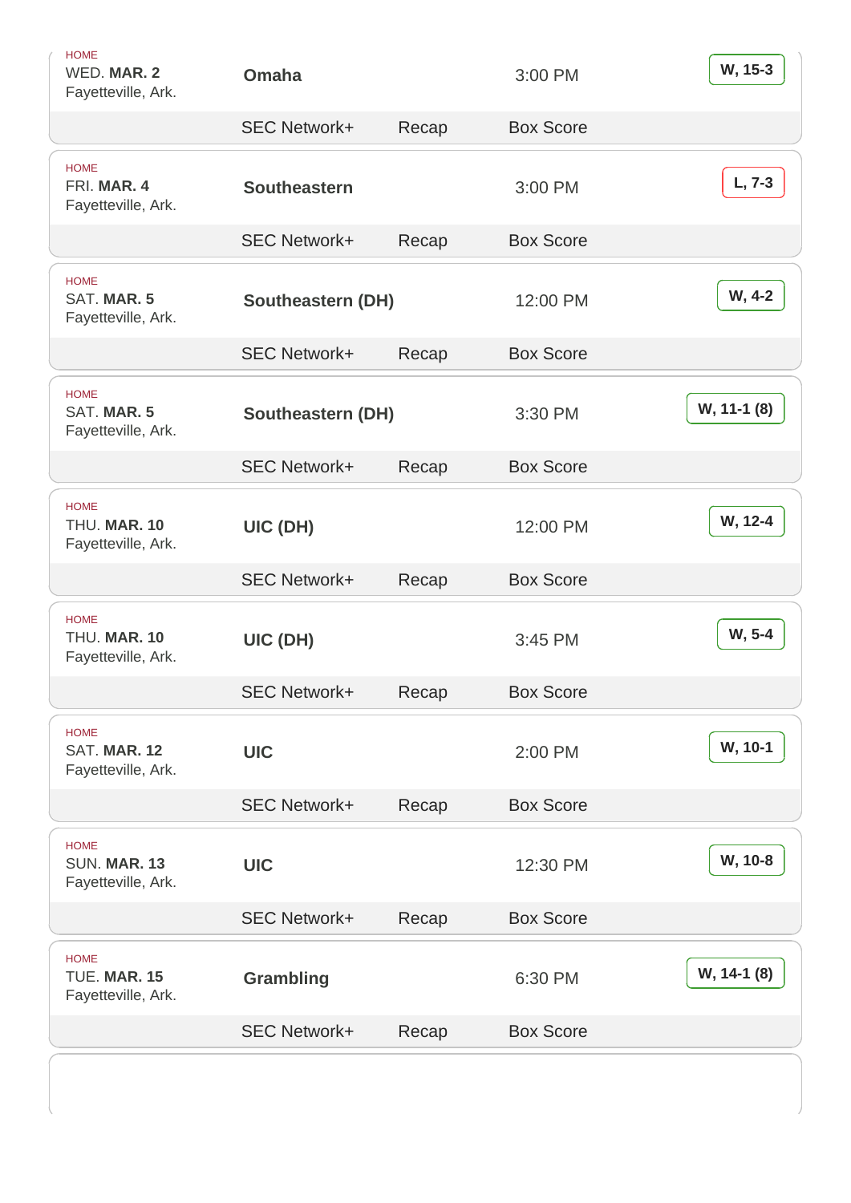| Location | Date | Opponent | Time | Result |
|---|---|---|---|---|
| HOME Fayetteville, Ark. | WED. **MAR. 2** | **Omaha** | 3:00 PM | **W, 15-3** |
| | | SEC Network+ | Recap | Box Score |
| HOME Fayetteville, Ark. | FRI. **MAR. 4** | **Southeastern** | 3:00 PM | **L, 7-3** |
| | | SEC Network+ | Recap | Box Score |
| HOME Fayetteville, Ark. | SAT. **MAR. 5** | **Southeastern (DH)** | 12:00 PM | **W, 4-2** |
| | | SEC Network+ | Recap | Box Score |
| HOME Fayetteville, Ark. | SAT. **MAR. 5** | **Southeastern (DH)** | 3:30 PM | **W, 11-1 (8)** |
| | | SEC Network+ | Recap | Box Score |
| HOME Fayetteville, Ark. | THU. **MAR. 10** | **UIC (DH)** | 12:00 PM | **W, 12-4** |
| | | SEC Network+ | Recap | Box Score |
| HOME Fayetteville, Ark. | THU. **MAR. 10** | **UIC (DH)** | 3:45 PM | **W, 5-4** |
| | | SEC Network+ | Recap | Box Score |
| HOME Fayetteville, Ark. | SAT. **MAR. 12** | **UIC** | 2:00 PM | **W, 10-1** |
| | | SEC Network+ | Recap | Box Score |
| HOME Fayetteville, Ark. | SUN. **MAR. 13** | **UIC** | 12:30 PM | **W, 10-8** |
| | | SEC Network+ | Recap | Box Score |
| HOME Fayetteville, Ark. | TUE. **MAR. 15** | **Grambling** | 6:30 PM | **W, 14-1 (8)** |
| | | SEC Network+ | Recap | Box Score |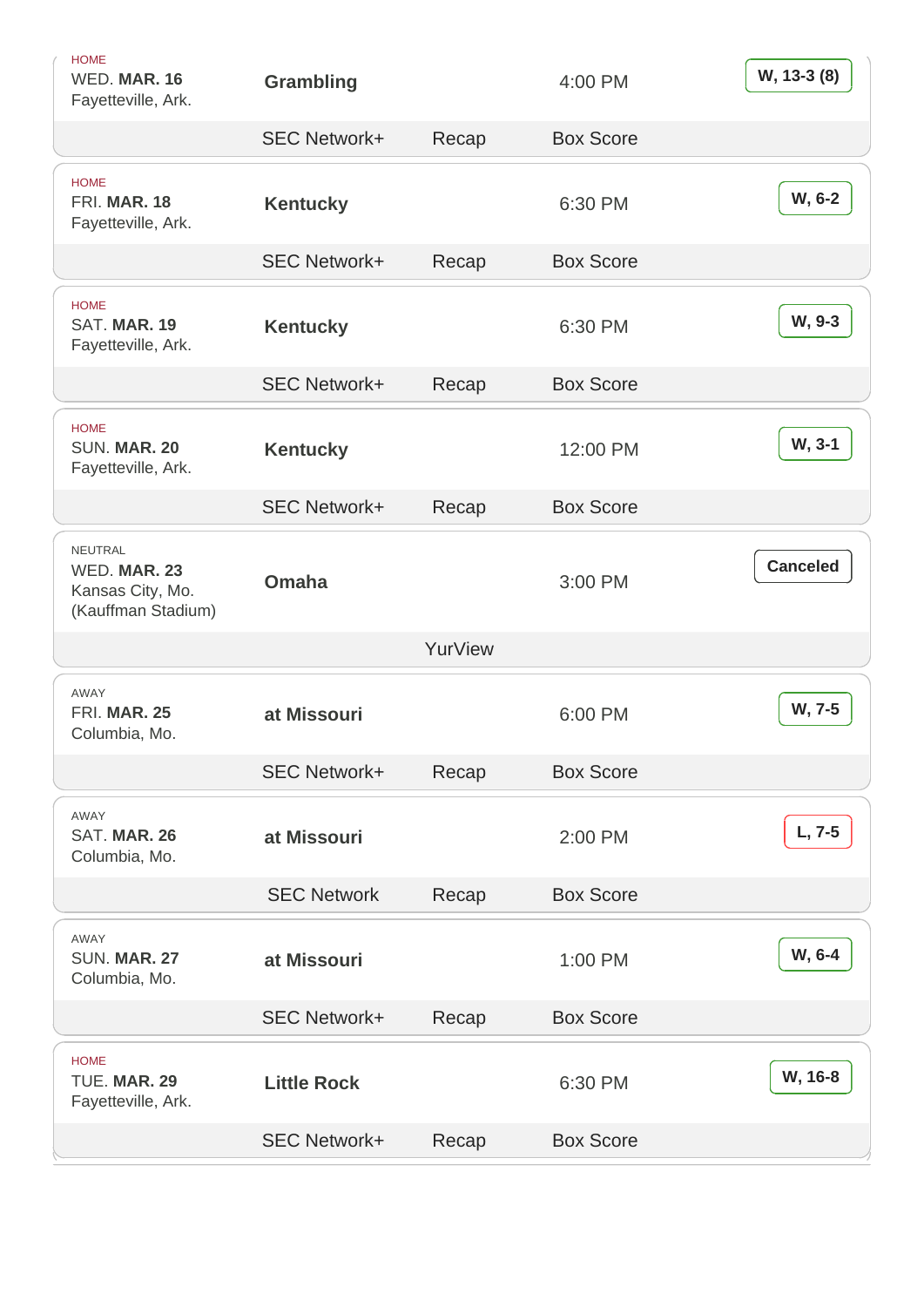| Location | Date | Opponent | Time | Result | TV | Links |
|---|---|---|---|---|---|---|
| HOME – Fayetteville, Ark. | WED. **MAR. 16** | **Grambling** | 4:00 PM | **W, 13-3 (8)** | SEC Network+ | Recap, Box Score |
| HOME – Fayetteville, Ark. | FRI. **MAR. 18** | **Kentucky** | 6:30 PM | **W, 6-2** | SEC Network+ | Recap, Box Score |
| HOME – Fayetteville, Ark. | SAT. **MAR. 19** | **Kentucky** | 6:30 PM | **W, 9-3** | SEC Network+ | Recap, Box Score |
| HOME – Fayetteville, Ark. | SUN. **MAR. 20** | **Kentucky** | 12:00 PM | **W, 3-1** | SEC Network+ | Recap, Box Score |
| NEUTRAL – Kansas City, Mo. (Kauffman Stadium) | WED. **MAR. 23** | **Omaha** | 3:00 PM | **Canceled** | YurView | |
| AWAY – Columbia, Mo. | FRI. **MAR. 25** | **at Missouri** | 6:00 PM | **W, 7-5** | SEC Network+ | Recap, Box Score |
| AWAY – Columbia, Mo. | SAT. **MAR. 26** | **at Missouri** | 2:00 PM | **L, 7-5** | SEC Network | Recap, Box Score |
| AWAY – Columbia, Mo. | SUN. **MAR. 27** | **at Missouri** | 1:00 PM | **W, 6-4** | SEC Network+ | Recap, Box Score |
| HOME – Fayetteville, Ark. | TUE. **MAR. 29** | **Little Rock** | 6:30 PM | **W, 16-8** | SEC Network+ | Recap, Box Score |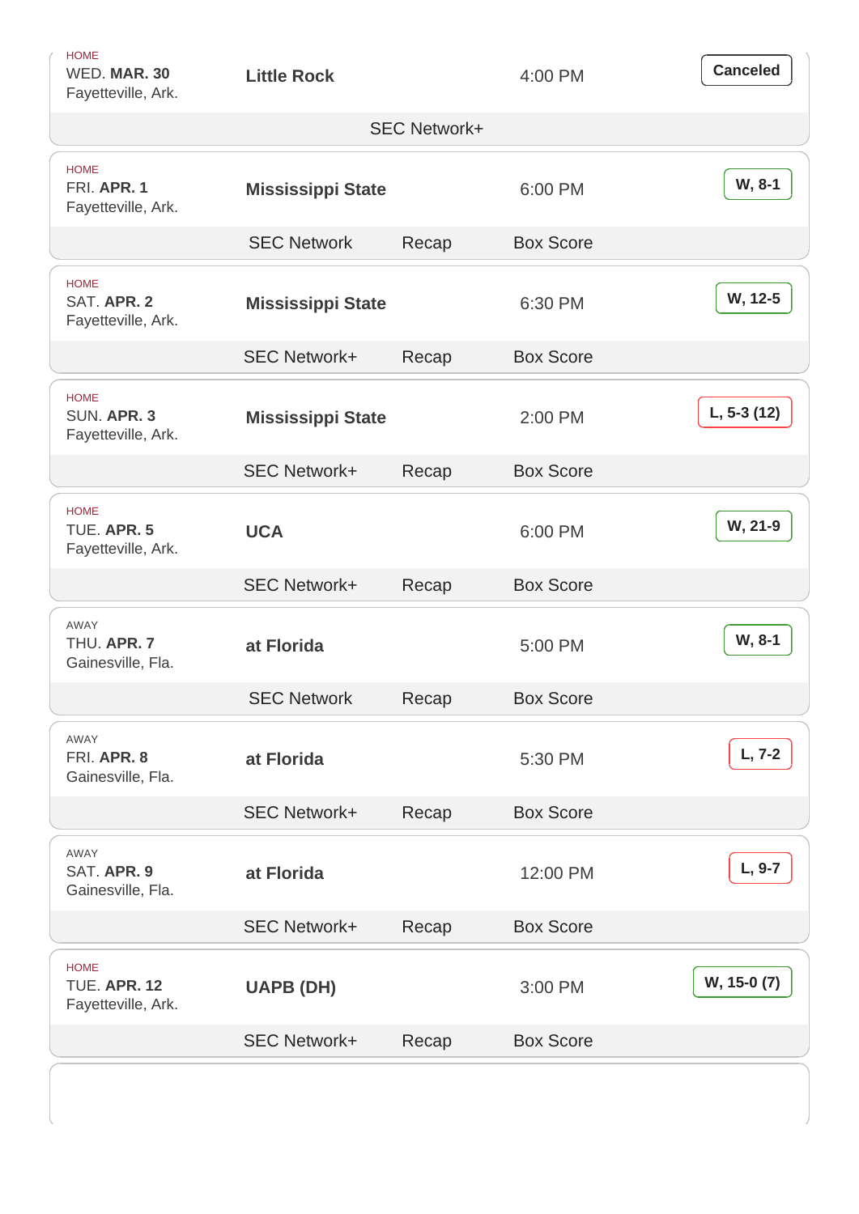| Location | Date | Opponent | Time | Result | Broadcast | | |
|---|---|---|---|---|---|---|---|
| HOME | WED. **MAR. 30** | **Little Rock** | 4:00 PM | Canceled | SEC Network+ | | |
| Fayetteville, Ark. | | | | | | | |
| HOME | FRI. **APR. 1** | **Mississippi State** | 6:00 PM | **W, 8-1** | SEC Network | Recap | Box Score |
| Fayetteville, Ark. | | | | | | | |
| HOME | SAT. **APR. 2** | **Mississippi State** | 6:30 PM | **W, 12-5** | SEC Network+ | Recap | Box Score |
| Fayetteville, Ark. | | | | | | | |
| HOME | SUN. **APR. 3** | **Mississippi State** | 2:00 PM | **L, 5-3 (12)** | SEC Network+ | Recap | Box Score |
| Fayetteville, Ark. | | | | | | | |
| HOME | TUE. **APR. 5** | **UCA** | 6:00 PM | **W, 21-9** | SEC Network+ | Recap | Box Score |
| Fayetteville, Ark. | | | | | | | |
| AWAY | THU. **APR. 7** | **at Florida** | 5:00 PM | **W, 8-1** | SEC Network | Recap | Box Score |
| Gainesville, Fla. | | | | | | | |
| AWAY | FRI. **APR. 8** | **at Florida** | 5:30 PM | **L, 7-2** | SEC Network+ | Recap | Box Score |
| Gainesville, Fla. | | | | | | | |
| AWAY | SAT. **APR. 9** | **at Florida** | 12:00 PM | **L, 9-7** | SEC Network+ | Recap | Box Score |
| Gainesville, Fla. | | | | | | | |
| HOME | TUE. **APR. 12** | **UAPB (DH)** | 3:00 PM | **W, 15-0 (7)** | SEC Network+ | Recap | Box Score |
| Fayetteville, Ark. | | | | | | | |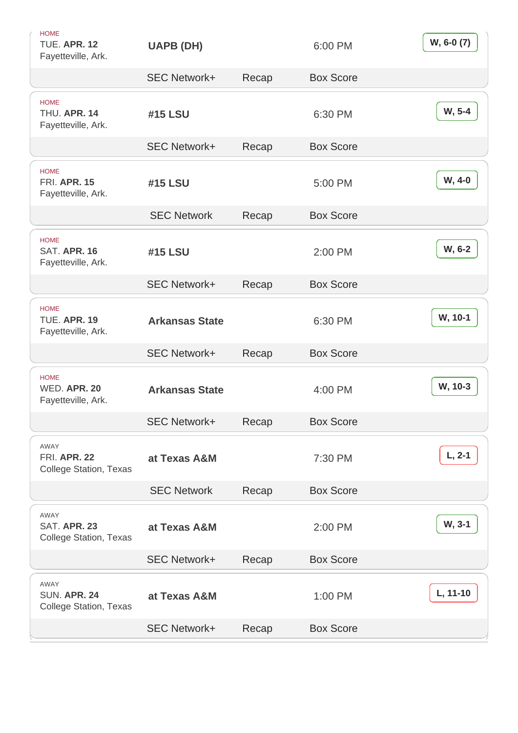| Location | Date | Opponent | Time | Result | Broadcast | Recap | Box Score |
| --- | --- | --- | --- | --- | --- | --- | --- |
| HOME, Fayetteville, Ark. | TUE. **APR. 12** | **UAPB (DH)** | 6:00 PM | **W, 6-0 (7)** | SEC Network+ | Recap | Box Score |
| HOME, Fayetteville, Ark. | THU. **APR. 14** | **#15 LSU** | 6:30 PM | **W, 5-4** | SEC Network+ | Recap | Box Score |
| HOME, Fayetteville, Ark. | FRI. **APR. 15** | **#15 LSU** | 5:00 PM | **W, 4-0** | SEC Network | Recap | Box Score |
| HOME, Fayetteville, Ark. | SAT. **APR. 16** | **#15 LSU** | 2:00 PM | **W, 6-2** | SEC Network+ | Recap | Box Score |
| HOME, Fayetteville, Ark. | TUE. **APR. 19** | **Arkansas State** | 6:30 PM | **W, 10-1** | SEC Network+ | Recap | Box Score |
| HOME, Fayetteville, Ark. | WED. **APR. 20** | **Arkansas State** | 4:00 PM | **W, 10-3** | SEC Network+ | Recap | Box Score |
| AWAY, College Station, Texas | FRI. **APR. 22** | **at Texas A&M** | 7:30 PM | **L, 2-1** | SEC Network | Recap | Box Score |
| AWAY, College Station, Texas | SAT. **APR. 23** | **at Texas A&M** | 2:00 PM | **W, 3-1** | SEC Network+ | Recap | Box Score |
| AWAY, College Station, Texas | SUN. **APR. 24** | **at Texas A&M** | 1:00 PM | **L, 11-10** | SEC Network+ | Recap | Box Score |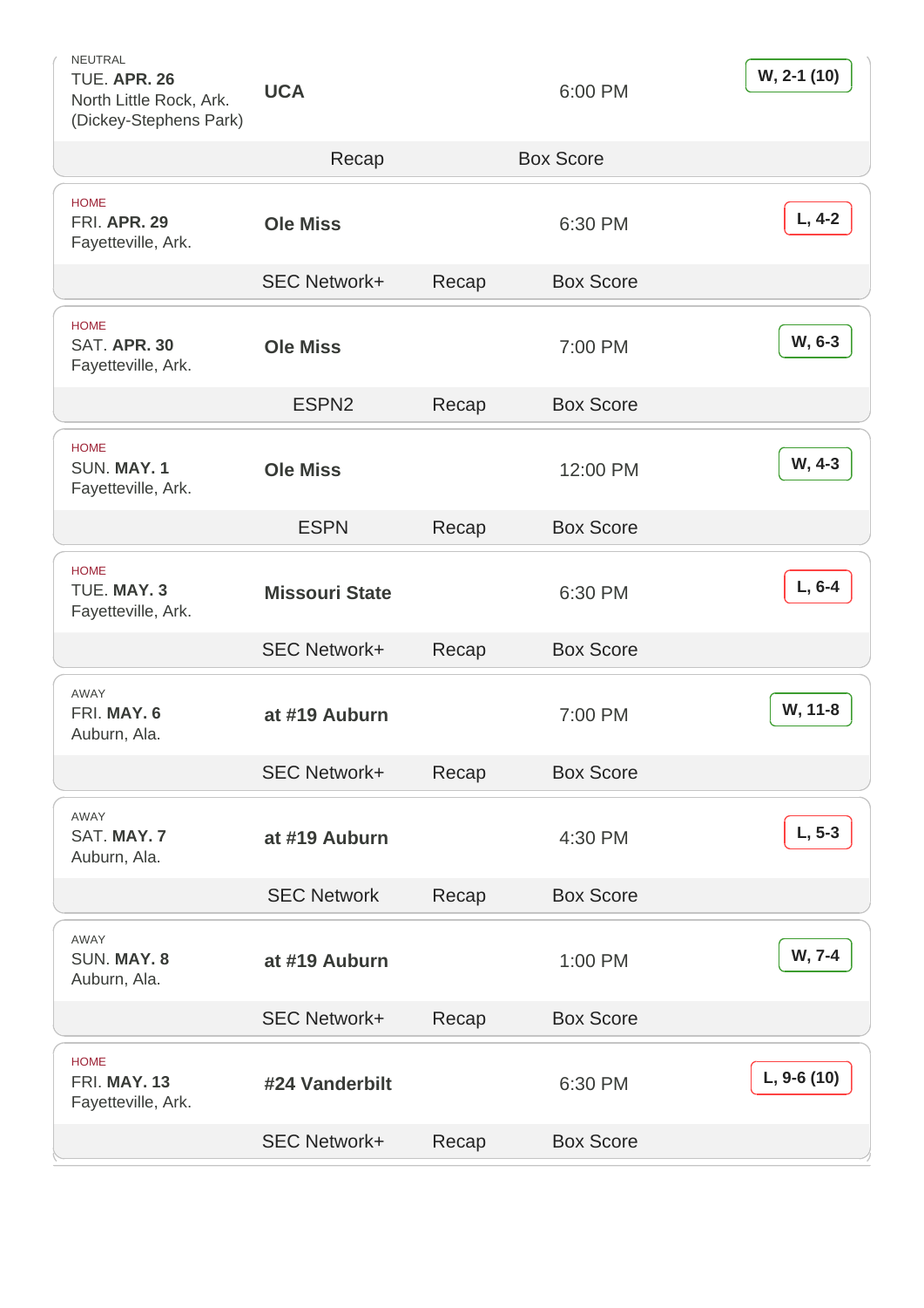| Location | Date | Place | Opponent | Time | Result | TV | Links |
|---|---|---|---|---|---|---|---|
| NEUTRAL | TUE. **APR. 26** | North Little Rock, Ark. (Dickey-Stephens Park) | **UCA** | 6:00 PM | **W, 2-1 (10)** | | Recap, Box Score |
| HOME | FRI. **APR. 29** | Fayetteville, Ark. | **Ole Miss** | 6:30 PM | **L, 4-2** | SEC Network+ | Recap, Box Score |
| HOME | SAT. **APR. 30** | Fayetteville, Ark. | **Ole Miss** | 7:00 PM | **W, 6-3** | ESPN2 | Recap, Box Score |
| HOME | SUN. **MAY. 1** | Fayetteville, Ark. | **Ole Miss** | 12:00 PM | **W, 4-3** | ESPN | Recap, Box Score |
| HOME | TUE. **MAY. 3** | Fayetteville, Ark. | **Missouri State** | 6:30 PM | **L, 6-4** | SEC Network+ | Recap, Box Score |
| AWAY | FRI. **MAY. 6** | Auburn, Ala. | **at #19 Auburn** | 7:00 PM | **W, 11-8** | SEC Network+ | Recap, Box Score |
| AWAY | SAT. **MAY. 7** | Auburn, Ala. | **at #19 Auburn** | 4:30 PM | **L, 5-3** | SEC Network | Recap, Box Score |
| AWAY | SUN. **MAY. 8** | Auburn, Ala. | **at #19 Auburn** | 1:00 PM | **W, 7-4** | SEC Network+ | Recap, Box Score |
| HOME | FRI. **MAY. 13** | Fayetteville, Ark. | **#24 Vanderbilt** | 6:30 PM | **L, 9-6 (10)** | SEC Network+ | Recap, Box Score |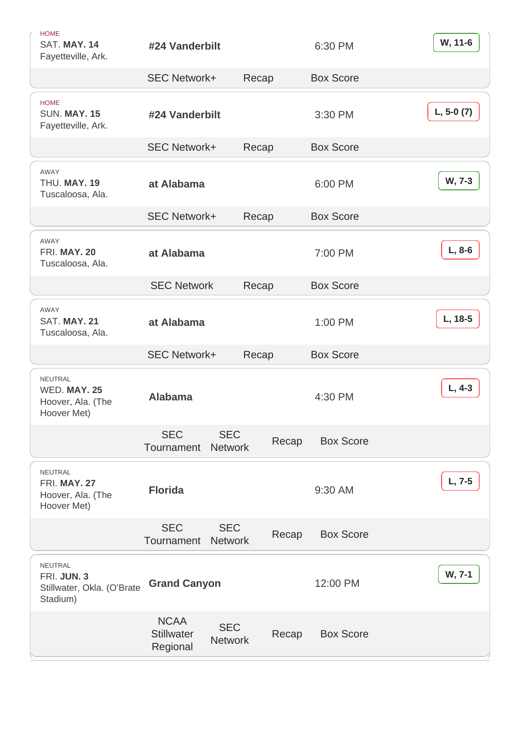| Location | Date | Venue | Opponent | Time | Result | Coverage | | |
|---|---|---|---|---|---|---|---|---|
| HOME | SAT. **MAY. 14** | Fayetteville, Ark. | **#24 Vanderbilt** | 6:30 PM | **W, 11-6** | SEC Network+ | Recap | Box Score |
| HOME | SUN. **MAY. 15** | Fayetteville, Ark. | **#24 Vanderbilt** | 3:30 PM | **L, 5-0 (7)** | SEC Network+ | Recap | Box Score |
| AWAY | THU. **MAY. 19** | Tuscaloosa, Ala. | **at Alabama** | 6:00 PM | **W, 7-3** | SEC Network+ | Recap | Box Score |
| AWAY | FRI. **MAY. 20** | Tuscaloosa, Ala. | **at Alabama** | 7:00 PM | **L, 8-6** | SEC Network | Recap | Box Score |
| AWAY | SAT. **MAY. 21** | Tuscaloosa, Ala. | **at Alabama** | 1:00 PM | **L, 18-5** | SEC Network+ | Recap | Box Score |
| NEUTRAL | WED. **MAY. 25** | Hoover, Ala. (The Hoover Met) | **Alabama** | 4:30 PM | **L, 4-3** | SEC Tournament / SEC Network | Recap | Box Score |
| NEUTRAL | FRI. **MAY. 27** | Hoover, Ala. (The Hoover Met) | **Florida** | 9:30 AM | **L, 7-5** | SEC Tournament / SEC Network | Recap | Box Score |
| NEUTRAL | FRI. **JUN. 3** | Stillwater, Okla. (O'Brate Stadium) | **Grand Canyon** | 12:00 PM | **W, 7-1** | NCAA Stillwater Regional / SEC Network | Recap | Box Score |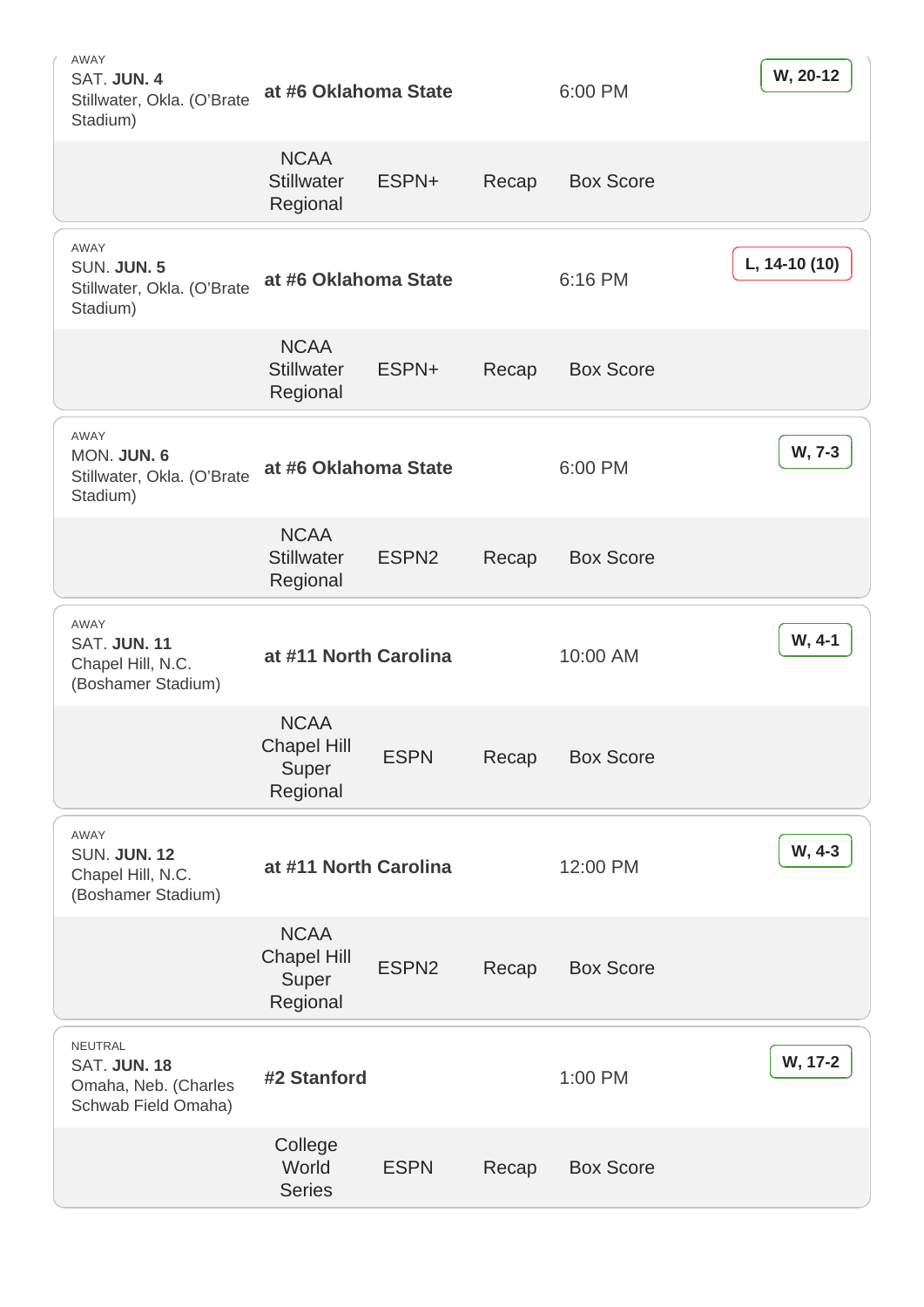| Location | Opponent | Time | Event | TV | Links | | Result |
|---|---|---|---|---|---|---|---|
| AWAY SAT. **JUN. 4** Stillwater, Okla. (O'Brate Stadium) | **at #6 Oklahoma State** | 6:00 PM | NCAA Stillwater Regional | ESPN+ | Recap | Box Score | **W, 20-12** |
| AWAY SUN. **JUN. 5** Stillwater, Okla. (O'Brate Stadium) | **at #6 Oklahoma State** | 6:16 PM | NCAA Stillwater Regional | ESPN+ | Recap | Box Score | **L, 14-10 (10)** |
| AWAY MON. **JUN. 6** Stillwater, Okla. (O'Brate Stadium) | **at #6 Oklahoma State** | 6:00 PM | NCAA Stillwater Regional | ESPN2 | Recap | Box Score | **W, 7-3** |
| AWAY SAT. **JUN. 11** Chapel Hill, N.C. (Boshamer Stadium) | **at #11 North Carolina** | 10:00 AM | NCAA Chapel Hill Super Regional | ESPN | Recap | Box Score | **W, 4-1** |
| AWAY SUN. **JUN. 12** Chapel Hill, N.C. (Boshamer Stadium) | **at #11 North Carolina** | 12:00 PM | NCAA Chapel Hill Super Regional | ESPN2 | Recap | Box Score | **W, 4-3** |
| NEUTRAL SAT. **JUN. 18** Omaha, Neb. (Charles Schwab Field Omaha) | **#2 Stanford** | 1:00 PM | College World Series | ESPN | Recap | Box Score | **W, 17-2** |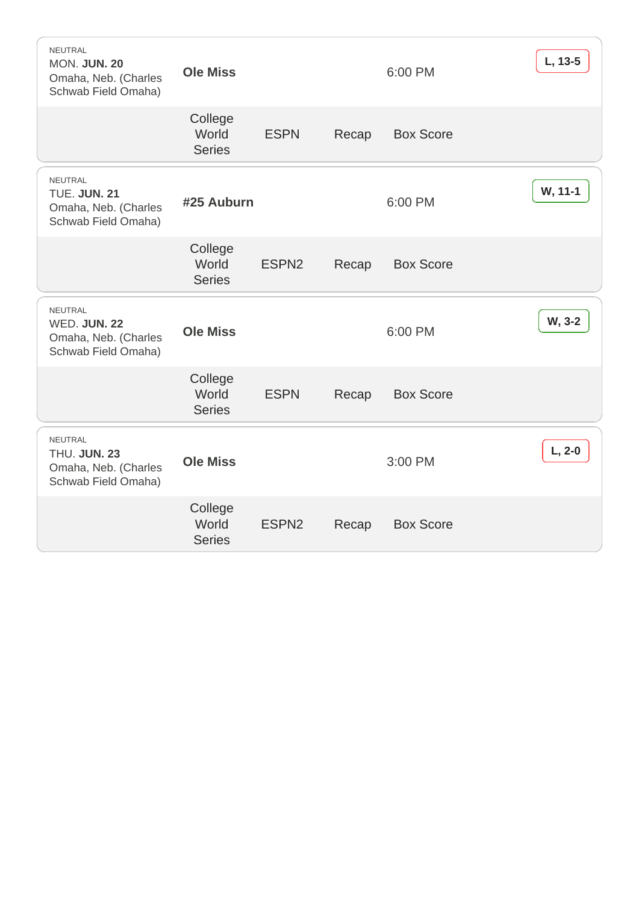| | | | | | |
|---|---|---|---|---|---|
| NEUTRAL<br>MON. **JUN. 20**<br>Omaha, Neb. (Charles Schwab Field Omaha) | **Ole Miss** | | 6:00 PM | | **L, 13-5** |
| | College World Series | ESPN | Recap | Box Score | |
| NEUTRAL<br>TUE. **JUN. 21**<br>Omaha, Neb. (Charles Schwab Field Omaha) | **#25 Auburn** | | 6:00 PM | | **W, 11-1** |
| | College World Series | ESPN2 | Recap | Box Score | |
| NEUTRAL<br>WED. **JUN. 22**<br>Omaha, Neb. (Charles Schwab Field Omaha) | **Ole Miss** | | 6:00 PM | | **W, 3-2** |
| | College World Series | ESPN | Recap | Box Score | |
| NEUTRAL<br>THU. **JUN. 23**<br>Omaha, Neb. (Charles Schwab Field Omaha) | **Ole Miss** | | 3:00 PM | | **L, 2-0** |
| | College World Series | ESPN2 | Recap | Box Score | |